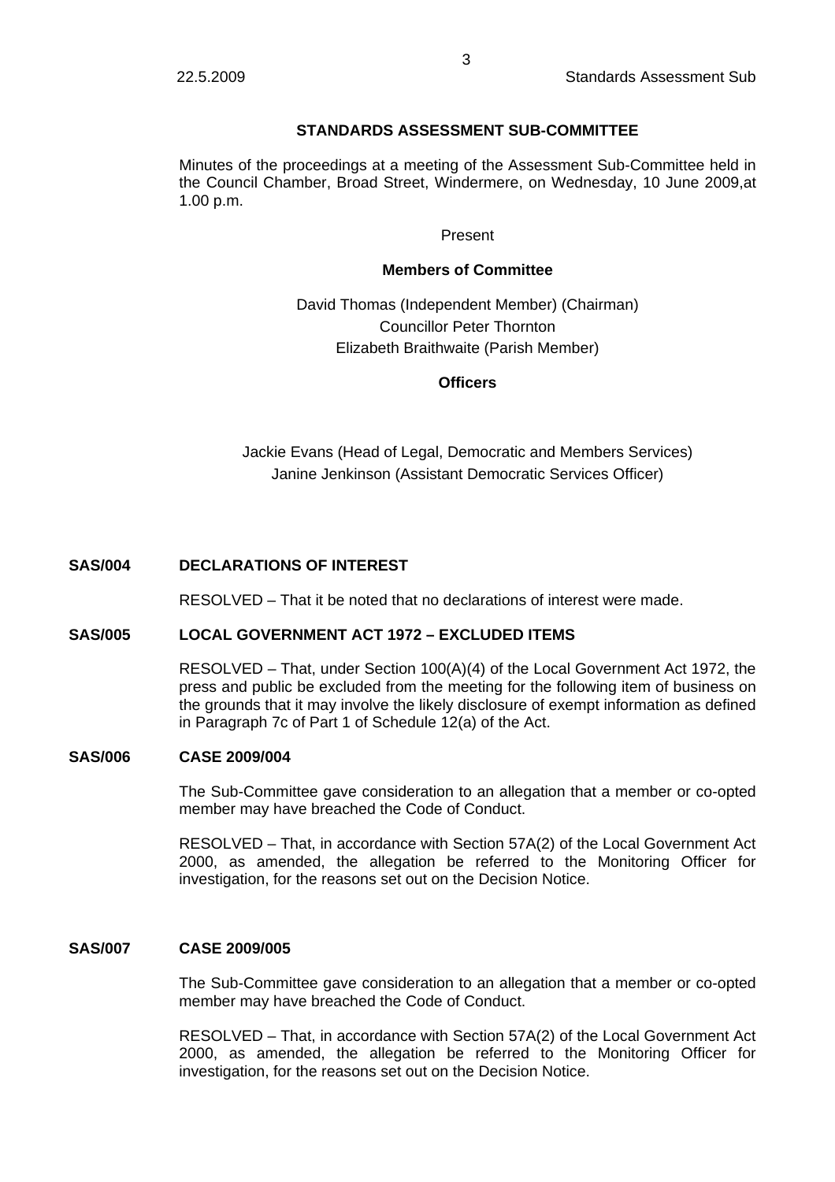## STANDARDS ASSESSMENT SUB-COMMITTEE

Minutes of the proceedings at a meeting of the Assessment Sub-Committee held in the Council Chamber, Broad Street, Windermere, on Wednesday, 10 June 2009,at 1.00 p.m.

Present

**Members of Committee**

David Thomas (Independent Member) (Chairman)
Councillor Peter Thornton
Elizabeth Braithwaite (Parish Member)

**Officers**

Jackie Evans (Head of Legal, Democratic and Members Services)
Janine Jenkinson (Assistant Democratic Services Officer)

### SAS/004 DECLARATIONS OF INTEREST

RESOLVED – That it be noted that no declarations of interest were made.

### SAS/005 LOCAL GOVERNMENT ACT 1972 – EXCLUDED ITEMS

RESOLVED – That, under Section 100(A)(4) of the Local Government Act 1972, the press and public be excluded from the meeting for the following item of business on the grounds that it may involve the likely disclosure of exempt information as defined in Paragraph 7c of Part 1 of Schedule 12(a) of the Act.

### SAS/006 CASE 2009/004

The Sub-Committee gave consideration to an allegation that a member or co-opted member may have breached the Code of Conduct.

RESOLVED – That, in accordance with Section 57A(2) of the Local Government Act 2000, as amended, the allegation be referred to the Monitoring Officer for investigation, for the reasons set out on the Decision Notice.

### SAS/007 CASE 2009/005

The Sub-Committee gave consideration to an allegation that a member or co-opted member may have breached the Code of Conduct.

RESOLVED – That, in accordance with Section 57A(2) of the Local Government Act 2000, as amended, the allegation be referred to the Monitoring Officer for investigation, for the reasons set out on the Decision Notice.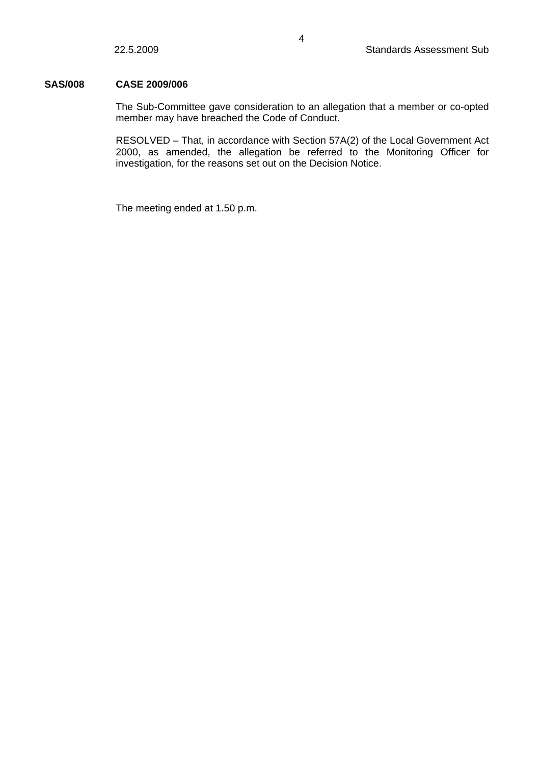**SAS/008 CASE 2009/006**

The Sub-Committee gave consideration to an allegation that a member or co-opted member may have breached the Code of Conduct.

RESOLVED – That, in accordance with Section 57A(2) of the Local Government Act 2000, as amended, the allegation be referred to the Monitoring Officer for investigation, for the reasons set out on the Decision Notice.

The meeting ended at 1.50 p.m.